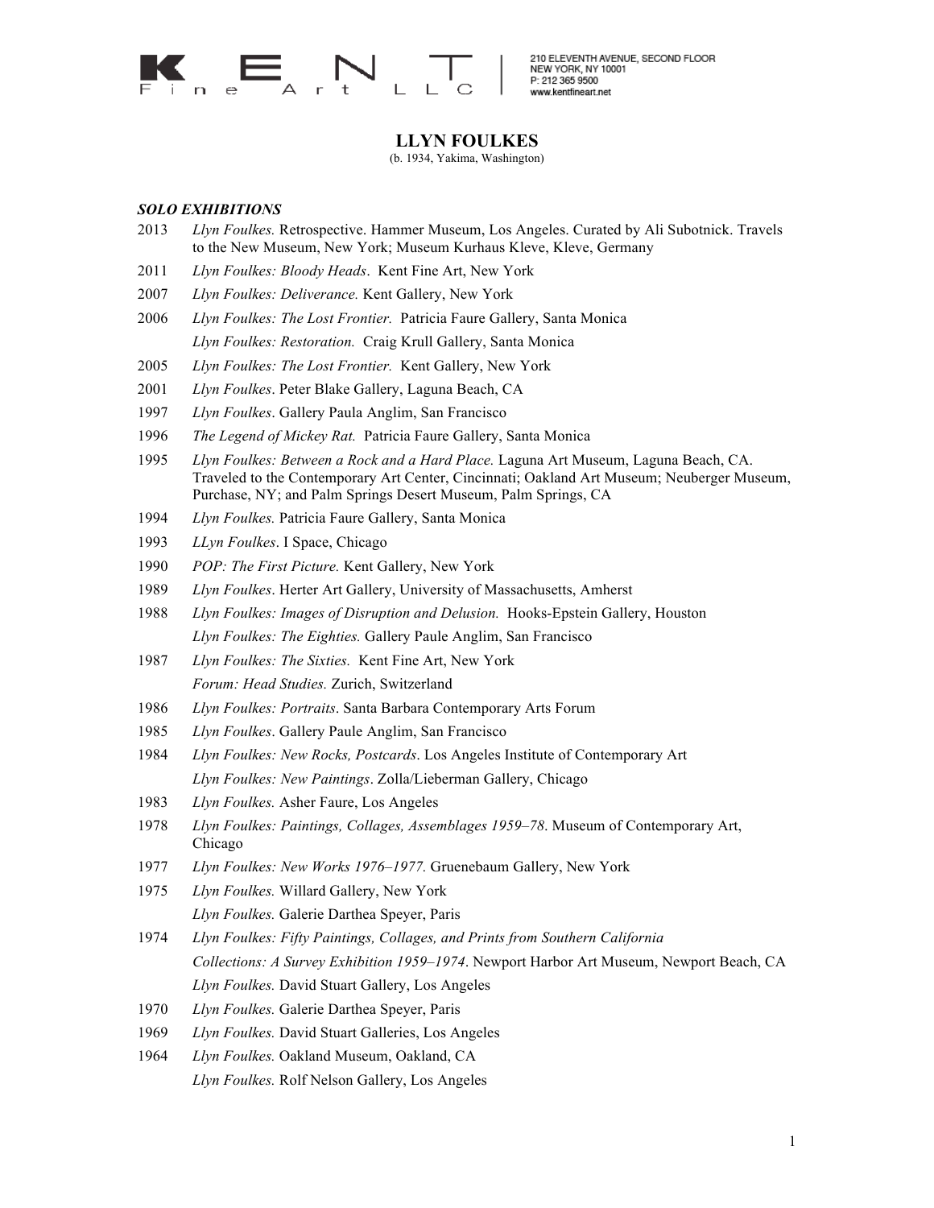KENT Fine Art LLC | 210 ELEVENTH AVENUE, SECOND FLOOR
NEW YORK, NY 10001
P: 212 365 9500
www.kentfineart.net

# LLYN FOULKES

(b. 1934, Yakima, Washington)

## *SOLO EXHIBITIONS*

2013 *Llyn Foulkes.* Retrospective. Hammer Museum, Los Angeles. Curated by Ali Subotnick. Travels to the New Museum, New York; Museum Kurhaus Kleve, Kleve, Germany

2011 *Llyn Foulkes: Bloody Heads*. Kent Fine Art, New York

2007 *Llyn Foulkes: Deliverance.* Kent Gallery, New York

2006 *Llyn Foulkes: The Lost Frontier.* Patricia Faure Gallery, Santa Monica
*Llyn Foulkes: Restoration.* Craig Krull Gallery, Santa Monica

2005 *Llyn Foulkes: The Lost Frontier.* Kent Gallery, New York

2001 *Llyn Foulkes*. Peter Blake Gallery, Laguna Beach, CA

1997 *Llyn Foulkes*. Gallery Paula Anglim, San Francisco

1996 *The Legend of Mickey Rat.* Patricia Faure Gallery, Santa Monica

1995 *Llyn Foulkes: Between a Rock and a Hard Place.* Laguna Art Museum, Laguna Beach, CA. Traveled to the Contemporary Art Center, Cincinnati; Oakland Art Museum; Neuberger Museum, Purchase, NY; and Palm Springs Desert Museum, Palm Springs, CA

1994 *Llyn Foulkes.* Patricia Faure Gallery, Santa Monica

1993 *LLyn Foulkes*. I Space, Chicago

1990 *POP: The First Picture.* Kent Gallery, New York

1989 *Llyn Foulkes*. Herter Art Gallery, University of Massachusetts, Amherst

1988 *Llyn Foulkes: Images of Disruption and Delusion.* Hooks-Epstein Gallery, Houston
*Llyn Foulkes: The Eighties.* Gallery Paule Anglim, San Francisco

1987 *Llyn Foulkes: The Sixties.* Kent Fine Art, New York
*Forum: Head Studies.* Zurich, Switzerland

1986 *Llyn Foulkes: Portraits*. Santa Barbara Contemporary Arts Forum

1985 *Llyn Foulkes*. Gallery Paule Anglim, San Francisco

1984 *Llyn Foulkes: New Rocks, Postcards*. Los Angeles Institute of Contemporary Art
*Llyn Foulkes: New Paintings*. Zolla/Lieberman Gallery, Chicago

1983 *Llyn Foulkes.* Asher Faure, Los Angeles

1978 *Llyn Foulkes: Paintings, Collages, Assemblages 1959–78*. Museum of Contemporary Art, Chicago

1977 *Llyn Foulkes: New Works 1976–1977.* Gruenebaum Gallery, New York

1975 *Llyn Foulkes.* Willard Gallery, New York
*Llyn Foulkes.* Galerie Darthea Speyer, Paris

1974 *Llyn Foulkes: Fifty Paintings, Collages, and Prints from Southern California Collections: A Survey Exhibition 1959–1974*. Newport Harbor Art Museum, Newport Beach, CA
*Llyn Foulkes.* David Stuart Gallery, Los Angeles

1970 *Llyn Foulkes.* Galerie Darthea Speyer, Paris

1969 *Llyn Foulkes.* David Stuart Galleries, Los Angeles

1964 *Llyn Foulkes.* Oakland Museum, Oakland, CA
*Llyn Foulkes.* Rolf Nelson Gallery, Los Angeles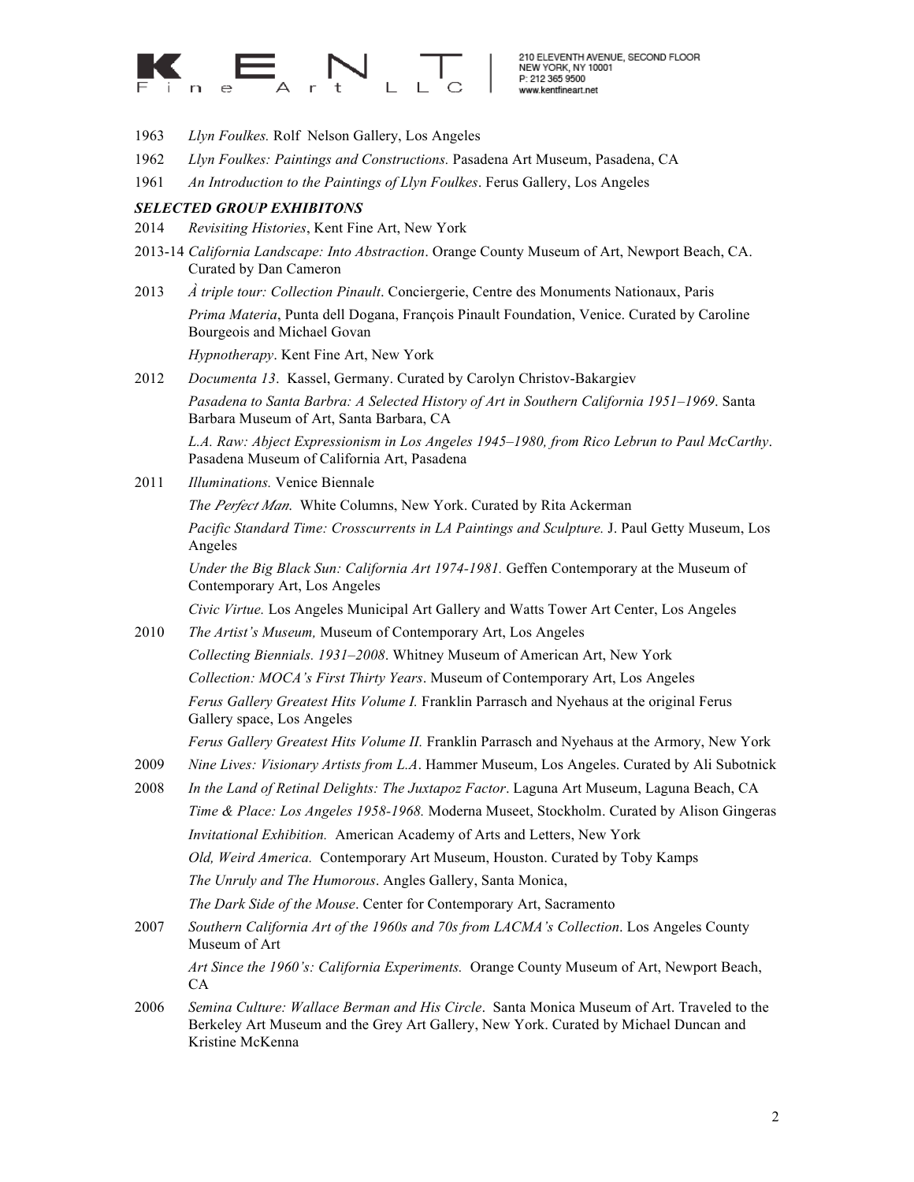1963 *Llyn Foulkes.* Rolf Nelson Gallery, Los Angeles

1962 *Llyn Foulkes: Paintings and Constructions.* Pasadena Art Museum, Pasadena, CA

1961 *An Introduction to the Paintings of Llyn Foulkes*. Ferus Gallery, Los Angeles

***SELECTED GROUP EXHIBITONS***

2014 *Revisiting Histories*, Kent Fine Art, New York

2013-14 *California Landscape: Into Abstraction*. Orange County Museum of Art, Newport Beach, CA. Curated by Dan Cameron

2013 *À triple tour: Collection Pinault*. Conciergerie, Centre des Monuments Nationaux, Paris

*Prima Materia*, Punta dell Dogana, François Pinault Foundation, Venice. Curated by Caroline Bourgeois and Michael Govan

*Hypnotherapy*. Kent Fine Art, New York

2012 *Documenta 13*. Kassel, Germany. Curated by Carolyn Christov-Bakargiev

*Pasadena to Santa Barbra: A Selected History of Art in Southern California 1951–1969*. Santa Barbara Museum of Art, Santa Barbara, CA

*L.A. Raw: Abject Expressionism in Los Angeles 1945–1980, from Rico Lebrun to Paul McCarthy*. Pasadena Museum of California Art, Pasadena

2011 *Illuminations.* Venice Biennale

*The Perfect Man.* White Columns, New York. Curated by Rita Ackerman

*Pacific Standard Time: Crosscurrents in LA Paintings and Sculpture.* J. Paul Getty Museum, Los Angeles

*Under the Big Black Sun: California Art 1974-1981.* Geffen Contemporary at the Museum of Contemporary Art, Los Angeles

*Civic Virtue.* Los Angeles Municipal Art Gallery and Watts Tower Art Center, Los Angeles

2010 *The Artist's Museum,* Museum of Contemporary Art, Los Angeles

*Collecting Biennials. 1931–2008*. Whitney Museum of American Art, New York

*Collection: MOCA's First Thirty Years*. Museum of Contemporary Art, Los Angeles

*Ferus Gallery Greatest Hits Volume I.* Franklin Parrasch and Nyehaus at the original Ferus Gallery space, Los Angeles

*Ferus Gallery Greatest Hits Volume II.* Franklin Parrasch and Nyehaus at the Armory, New York

2009 *Nine Lives: Visionary Artists from L.A*. Hammer Museum, Los Angeles. Curated by Ali Subotnick

2008 *In the Land of Retinal Delights: The Juxtapoz Factor*. Laguna Art Museum, Laguna Beach, CA

*Time & Place: Los Angeles 1958-1968.* Moderna Museet, Stockholm. Curated by Alison Gingeras

*Invitational Exhibition.* American Academy of Arts and Letters, New York

*Old, Weird America.* Contemporary Art Museum, Houston. Curated by Toby Kamps

*The Unruly and The Humorous*. Angles Gallery, Santa Monica,

*The Dark Side of the Mouse*. Center for Contemporary Art, Sacramento

2007 *Southern California Art of the 1960s and 70s from LACMA's Collection*. Los Angeles County Museum of Art

*Art Since the 1960's: California Experiments.* Orange County Museum of Art, Newport Beach, CA

2006 *Semina Culture: Wallace Berman and His Circle*. Santa Monica Museum of Art. Traveled to the Berkeley Art Museum and the Grey Art Gallery, New York. Curated by Michael Duncan and Kristine McKenna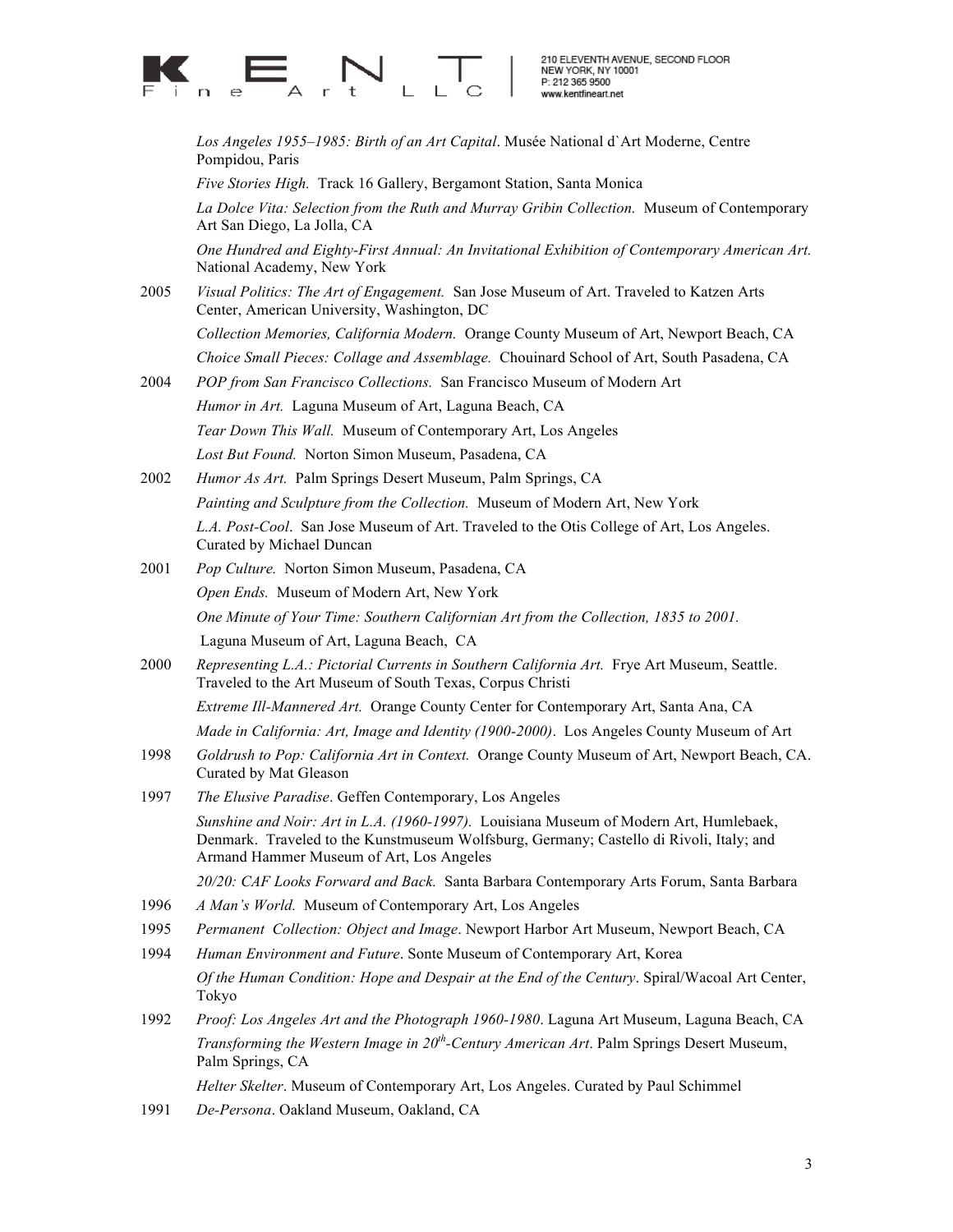*Los Angeles 1955–1985: Birth of an Art Capital*. Musée National d`Art Moderne, Centre Pompidou, Paris

*Five Stories High.* Track 16 Gallery, Bergamont Station, Santa Monica

*La Dolce Vita: Selection from the Ruth and Murray Gribin Collection.* Museum of Contemporary Art San Diego, La Jolla, CA

*One Hundred and Eighty-First Annual: An Invitational Exhibition of Contemporary American Art.* National Academy, New York

2005 *Visual Politics: The Art of Engagement.* San Jose Museum of Art. Traveled to Katzen Arts Center, American University, Washington, DC

*Collection Memories, California Modern.* Orange County Museum of Art, Newport Beach, CA

*Choice Small Pieces: Collage and Assemblage.* Chouinard School of Art, South Pasadena, CA

2004 *POP from San Francisco Collections.* San Francisco Museum of Modern Art

*Humor in Art.* Laguna Museum of Art, Laguna Beach, CA

*Tear Down This Wall.* Museum of Contemporary Art, Los Angeles

*Lost But Found.* Norton Simon Museum, Pasadena, CA

2002 *Humor As Art.* Palm Springs Desert Museum, Palm Springs, CA

*Painting and Sculpture from the Collection.* Museum of Modern Art, New York

*L.A. Post-Cool*. San Jose Museum of Art. Traveled to the Otis College of Art, Los Angeles. Curated by Michael Duncan

2001 *Pop Culture.* Norton Simon Museum, Pasadena, CA

*Open Ends.* Museum of Modern Art, New York

*One Minute of Your Time: Southern Californian Art from the Collection, 1835 to 2001.* Laguna Museum of Art, Laguna Beach, CA

2000 *Representing L.A.: Pictorial Currents in Southern California Art.* Frye Art Museum, Seattle. Traveled to the Art Museum of South Texas, Corpus Christi

*Extreme Ill-Mannered Art.* Orange County Center for Contemporary Art, Santa Ana, CA

*Made in California: Art, Image and Identity (1900-2000)*. Los Angeles County Museum of Art

1998 *Goldrush to Pop: California Art in Context.* Orange County Museum of Art, Newport Beach, CA. Curated by Mat Gleason

1997 *The Elusive Paradise*. Geffen Contemporary, Los Angeles

*Sunshine and Noir: Art in L.A. (1960-1997).* Louisiana Museum of Modern Art, Humlebaek, Denmark. Traveled to the Kunstmuseum Wolfsburg, Germany; Castello di Rivoli, Italy; and Armand Hammer Museum of Art, Los Angeles

*20/20: CAF Looks Forward and Back.* Santa Barbara Contemporary Arts Forum, Santa Barbara

1996 *A Man's World.* Museum of Contemporary Art, Los Angeles

1995 *Permanent Collection: Object and Image*. Newport Harbor Art Museum, Newport Beach, CA

1994 *Human Environment and Future*. Sonte Museum of Contemporary Art, Korea

*Of the Human Condition: Hope and Despair at the End of the Century*. Spiral/Wacoal Art Center, Tokyo

1992 *Proof: Los Angeles Art and the Photograph 1960-1980*. Laguna Art Museum, Laguna Beach, CA

*Transforming the Western Image in 20th-Century American Art*. Palm Springs Desert Museum, Palm Springs, CA

*Helter Skelter*. Museum of Contemporary Art, Los Angeles. Curated by Paul Schimmel

1991 *De-Persona*. Oakland Museum, Oakland, CA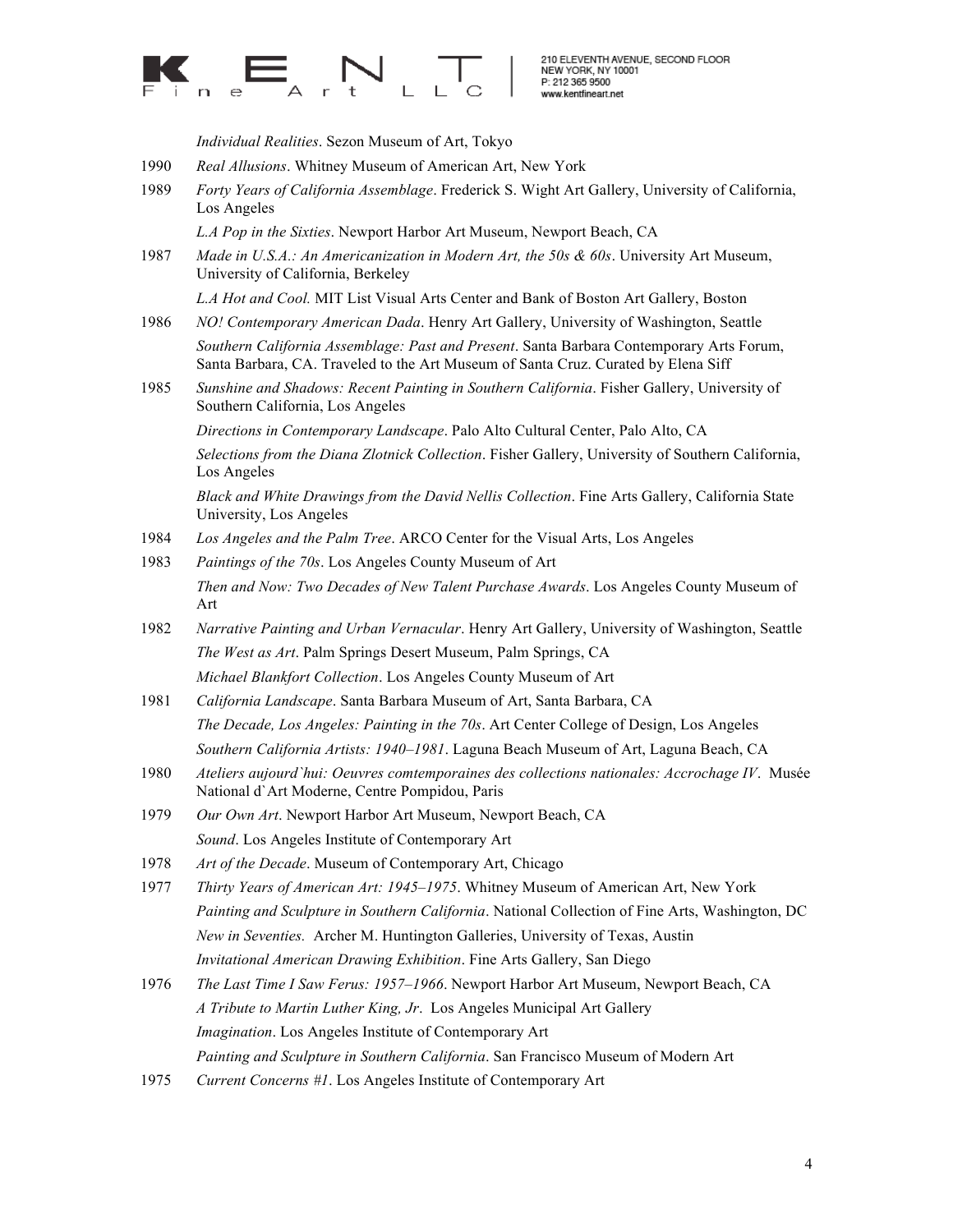*Individual Realities*. Sezon Museum of Art, Tokyo

1990 *Real Allusions*. Whitney Museum of American Art, New York

1989 *Forty Years of California Assemblage*. Frederick S. Wight Art Gallery, University of California, Los Angeles

*L.A Pop in the Sixties*. Newport Harbor Art Museum, Newport Beach, CA

1987 *Made in U.S.A.: An Americanization in Modern Art, the 50s & 60s*. University Art Museum, University of California, Berkeley

*L.A Hot and Cool.* MIT List Visual Arts Center and Bank of Boston Art Gallery, Boston

1986 *NO! Contemporary American Dada*. Henry Art Gallery, University of Washington, Seattle

*Southern California Assemblage: Past and Present*. Santa Barbara Contemporary Arts Forum, Santa Barbara, CA. Traveled to the Art Museum of Santa Cruz. Curated by Elena Siff

1985 *Sunshine and Shadows: Recent Painting in Southern California*. Fisher Gallery, University of Southern California, Los Angeles

*Directions in Contemporary Landscape*. Palo Alto Cultural Center, Palo Alto, CA

*Selections from the Diana Zlotnick Collection*. Fisher Gallery, University of Southern California, Los Angeles

*Black and White Drawings from the David Nellis Collection*. Fine Arts Gallery, California State University, Los Angeles

1984 *Los Angeles and the Palm Tree*. ARCO Center for the Visual Arts, Los Angeles

1983 *Paintings of the 70s*. Los Angeles County Museum of Art

*Then and Now: Two Decades of New Talent Purchase Awards*. Los Angeles County Museum of Art

1982 *Narrative Painting and Urban Vernacular*. Henry Art Gallery, University of Washington, Seattle

*The West as Art*. Palm Springs Desert Museum, Palm Springs, CA

*Michael Blankfort Collection*. Los Angeles County Museum of Art

1981 *California Landscape*. Santa Barbara Museum of Art, Santa Barbara, CA

*The Decade, Los Angeles: Painting in the 70s*. Art Center College of Design, Los Angeles

*Southern California Artists: 1940–1981*. Laguna Beach Museum of Art, Laguna Beach, CA

1980 *Ateliers aujourd`hui: Oeuvres comtemporaines des collections nationales: Accrochage IV*. Musée National d`Art Moderne, Centre Pompidou, Paris

1979 *Our Own Art*. Newport Harbor Art Museum, Newport Beach, CA

*Sound*. Los Angeles Institute of Contemporary Art

1978 *Art of the Decade*. Museum of Contemporary Art, Chicago

1977 *Thirty Years of American Art: 1945–1975*. Whitney Museum of American Art, New York

*Painting and Sculpture in Southern California*. National Collection of Fine Arts, Washington, DC

*New in Seventies.* Archer M. Huntington Galleries, University of Texas, Austin

*Invitational American Drawing Exhibition*. Fine Arts Gallery, San Diego

1976 *The Last Time I Saw Ferus: 1957–1966*. Newport Harbor Art Museum, Newport Beach, CA

*A Tribute to Martin Luther King, Jr*. Los Angeles Municipal Art Gallery

*Imagination*. Los Angeles Institute of Contemporary Art

*Painting and Sculpture in Southern California*. San Francisco Museum of Modern Art

1975 *Current Concerns #1*. Los Angeles Institute of Contemporary Art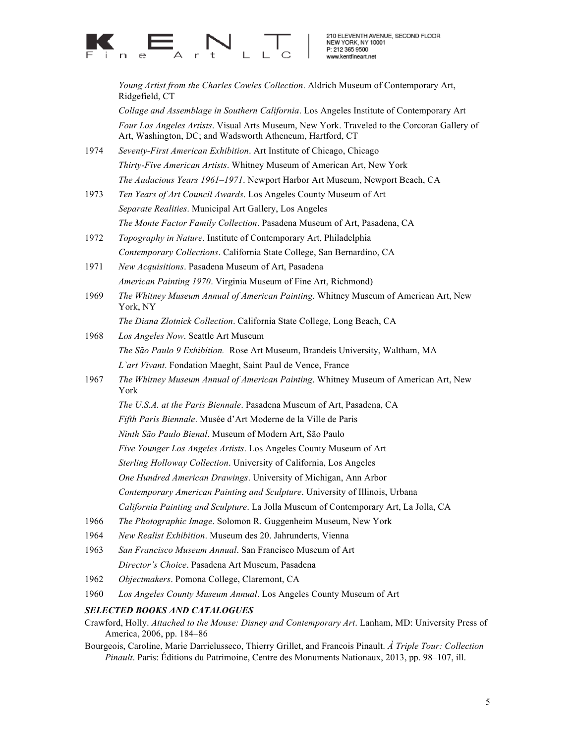*Young Artist from the Charles Cowles Collection*. Aldrich Museum of Contemporary Art, Ridgefield, CT

*Collage and Assemblage in Southern California*. Los Angeles Institute of Contemporary Art

*Four Los Angeles Artists*. Visual Arts Museum, New York. Traveled to the Corcoran Gallery of Art, Washington, DC; and Wadsworth Atheneum, Hartford, CT

1974 *Seventy-First American Exhibition*. Art Institute of Chicago, Chicago

*Thirty-Five American Artists*. Whitney Museum of American Art, New York

*The Audacious Years 1961–1971*. Newport Harbor Art Museum, Newport Beach, CA

1973 *Ten Years of Art Council Awards*. Los Angeles County Museum of Art

*Separate Realities*. Municipal Art Gallery, Los Angeles

*The Monte Factor Family Collection*. Pasadena Museum of Art, Pasadena, CA

1972 *Topography in Nature*. Institute of Contemporary Art, Philadelphia

*Contemporary Collections*. California State College, San Bernardino, CA

1971 *New Acquisitions*. Pasadena Museum of Art, Pasadena

*American Painting 1970*. Virginia Museum of Fine Art, Richmond)

1969 *The Whitney Museum Annual of American Painting*. Whitney Museum of American Art, New York, NY

*The Diana Zlotnick Collection*. California State College, Long Beach, CA

1968 *Los Angeles Now*. Seattle Art Museum

*The São Paulo 9 Exhibition.* Rose Art Museum, Brandeis University, Waltham, MA

*L`art Vivant*. Fondation Maeght, Saint Paul de Vence, France

1967 *The Whitney Museum Annual of American Painting*. Whitney Museum of American Art, New York

*The U.S.A. at the Paris Biennale*. Pasadena Museum of Art, Pasadena, CA

*Fifth Paris Biennale*. Musée d'Art Moderne de la Ville de Paris

*Ninth São Paulo Bienal*. Museum of Modern Art, São Paulo

*Five Younger Los Angeles Artists*. Los Angeles County Museum of Art

*Sterling Holloway Collection*. University of California, Los Angeles

*One Hundred American Drawings*. University of Michigan, Ann Arbor

*Contemporary American Painting and Sculpture*. University of Illinois, Urbana

*California Painting and Sculpture*. La Jolla Museum of Contemporary Art, La Jolla, CA

1966 *The Photographic Image*. Solomon R. Guggenheim Museum, New York

1964 *New Realist Exhibition*. Museum des 20. Jahrunderts, Vienna

1963 *San Francisco Museum Annual*. San Francisco Museum of Art

*Director's Choice*. Pasadena Art Museum, Pasadena

1962 *Objectmakers*. Pomona College, Claremont, CA

1960 *Los Angeles County Museum Annual*. Los Angeles County Museum of Art

***SELECTED BOOKS AND CATALOGUES***

Crawford, Holly. *Attached to the Mouse: Disney and Contemporary Art*. Lanham, MD: University Press of America, 2006, pp. 184–86

Bourgeois, Caroline, Marie Darrielusseco, Thierry Grillet, and Francois Pinault. *À Triple Tour: Collection Pinault*. Paris: Éditions du Patrimoine, Centre des Monuments Nationaux, 2013, pp. 98–107, ill.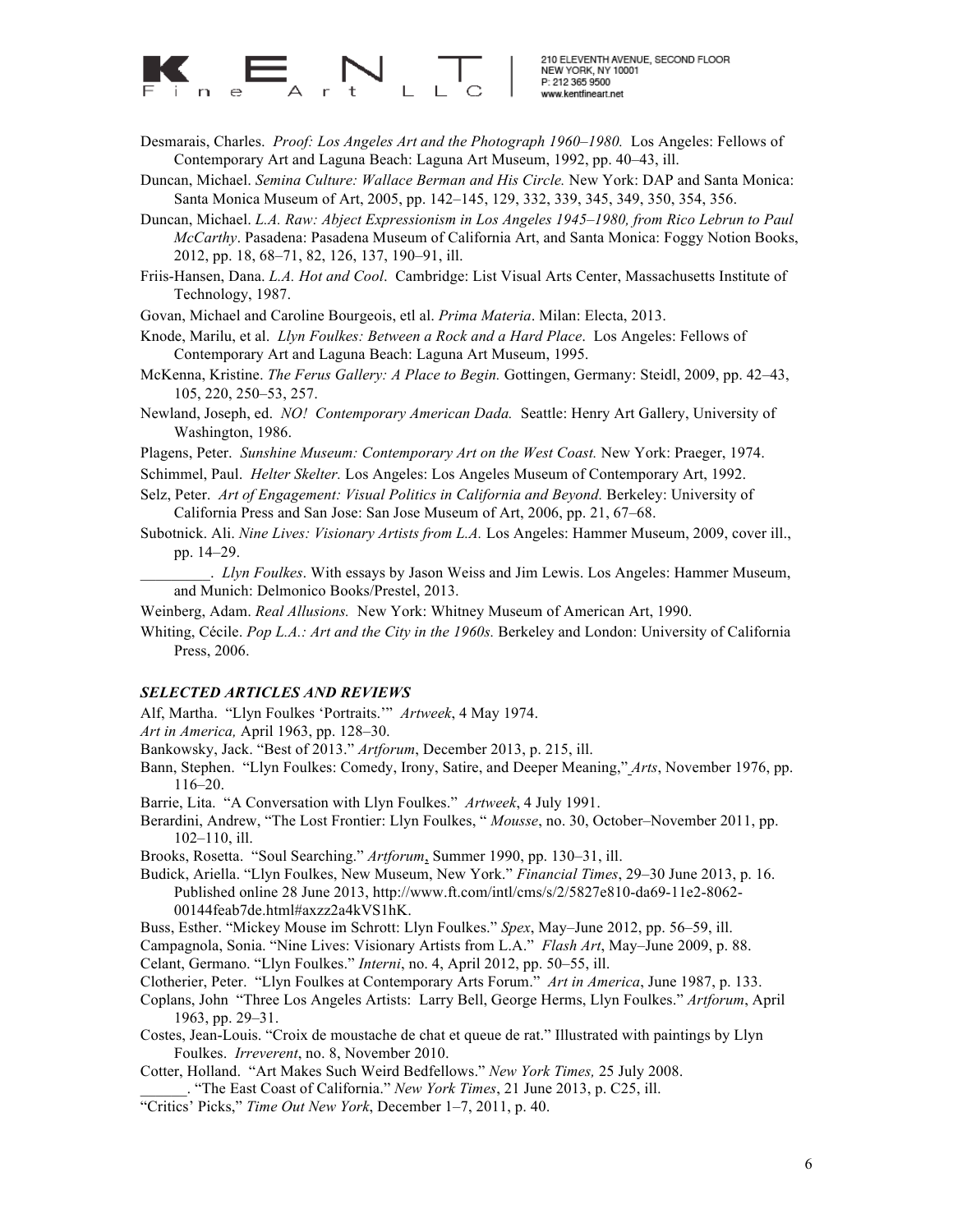Desmarais, Charles. *Proof: Los Angeles Art and the Photograph 1960–1980.* Los Angeles: Fellows of Contemporary Art and Laguna Beach: Laguna Art Museum, 1992, pp. 40–43, ill.

Duncan, Michael. *Semina Culture: Wallace Berman and His Circle.* New York: DAP and Santa Monica: Santa Monica Museum of Art, 2005, pp. 142–145, 129, 332, 339, 345, 349, 350, 354, 356.

Duncan, Michael. *L.A. Raw: Abject Expressionism in Los Angeles 1945–1980, from Rico Lebrun to Paul McCarthy*. Pasadena: Pasadena Museum of California Art, and Santa Monica: Foggy Notion Books, 2012, pp. 18, 68–71, 82, 126, 137, 190–91, ill.

Friis-Hansen, Dana. *L.A. Hot and Cool*. Cambridge: List Visual Arts Center, Massachusetts Institute of Technology, 1987.

Govan, Michael and Caroline Bourgeois, etl al. *Prima Materia*. Milan: Electa, 2013.

Knode, Marilu, et al. *Llyn Foulkes: Between a Rock and a Hard Place*. Los Angeles: Fellows of Contemporary Art and Laguna Beach: Laguna Art Museum, 1995.

McKenna, Kristine. *The Ferus Gallery: A Place to Begin.* Gottingen, Germany: Steidl, 2009, pp. 42–43, 105, 220, 250–53, 257.

Newland, Joseph, ed. *NO! Contemporary American Dada.* Seattle: Henry Art Gallery, University of Washington, 1986.

Plagens, Peter. *Sunshine Museum: Contemporary Art on the West Coast.* New York: Praeger, 1974.

Schimmel, Paul. *Helter Skelter.* Los Angeles: Los Angeles Museum of Contemporary Art, 1992.

Selz, Peter. *Art of Engagement: Visual Politics in California and Beyond.* Berkeley: University of California Press and San Jose: San Jose Museum of Art, 2006, pp. 21, 67–68.

Subotnick. Ali. *Nine Lives: Visionary Artists from L.A.* Los Angeles: Hammer Museum, 2009, cover ill., pp. 14–29.

_________. *Llyn Foulkes*. With essays by Jason Weiss and Jim Lewis. Los Angeles: Hammer Museum, and Munich: Delmonico Books/Prestel, 2013.

Weinberg, Adam. *Real Allusions.* New York: Whitney Museum of American Art, 1990.

Whiting, Cécile. *Pop L.A.: Art and the City in the 1960s.* Berkeley and London: University of California Press, 2006.

### *SELECTED ARTICLES AND REVIEWS*

Alf, Martha. "Llyn Foulkes 'Portraits.'" *Artweek*, 4 May 1974.

*Art in America,* April 1963, pp. 128–30.

Bankowsky, Jack. "Best of 2013." *Artforum*, December 2013, p. 215, ill.

Bann, Stephen. "Llyn Foulkes: Comedy, Irony, Satire, and Deeper Meaning," *Arts*, November 1976, pp. 116–20.

Barrie, Lita. "A Conversation with Llyn Foulkes." *Artweek*, 4 July 1991.

Berardini, Andrew, "The Lost Frontier: Llyn Foulkes, " *Mousse*, no. 30, October–November 2011, pp. 102–110, ill.

Brooks, Rosetta. "Soul Searching." *Artforum*, Summer 1990, pp. 130–31, ill.

Budick, Ariella. "Llyn Foulkes, New Museum, New York." *Financial Times*, 29–30 June 2013, p. 16. Published online 28 June 2013, http://www.ft.com/intl/cms/s/2/5827e810-da69-11e2-8062-00144feab7de.html#axzz2a4kVS1hK.

Buss, Esther. "Mickey Mouse im Schrott: Llyn Foulkes." *Spex*, May–June 2012, pp. 56–59, ill.

Campagnola, Sonia. "Nine Lives: Visionary Artists from L.A." *Flash Art*, May–June 2009, p. 88.

Celant, Germano. "Llyn Foulkes." *Interni*, no. 4, April 2012, pp. 50–55, ill.

Clotherier, Peter. "Llyn Foulkes at Contemporary Arts Forum." *Art in America*, June 1987, p. 133.

Coplans, John "Three Los Angeles Artists: Larry Bell, George Herms, Llyn Foulkes." *Artforum*, April 1963, pp. 29–31.

Costes, Jean-Louis. "Croix de moustache de chat et queue de rat." Illustrated with paintings by Llyn Foulkes. *Irreverent*, no. 8, November 2010.

Cotter, Holland. "Art Makes Such Weird Bedfellows." *New York Times,* 25 July 2008.

______. "The East Coast of California." *New York Times*, 21 June 2013, p. C25, ill.

"Critics' Picks," *Time Out New York*, December 1–7, 2011, p. 40.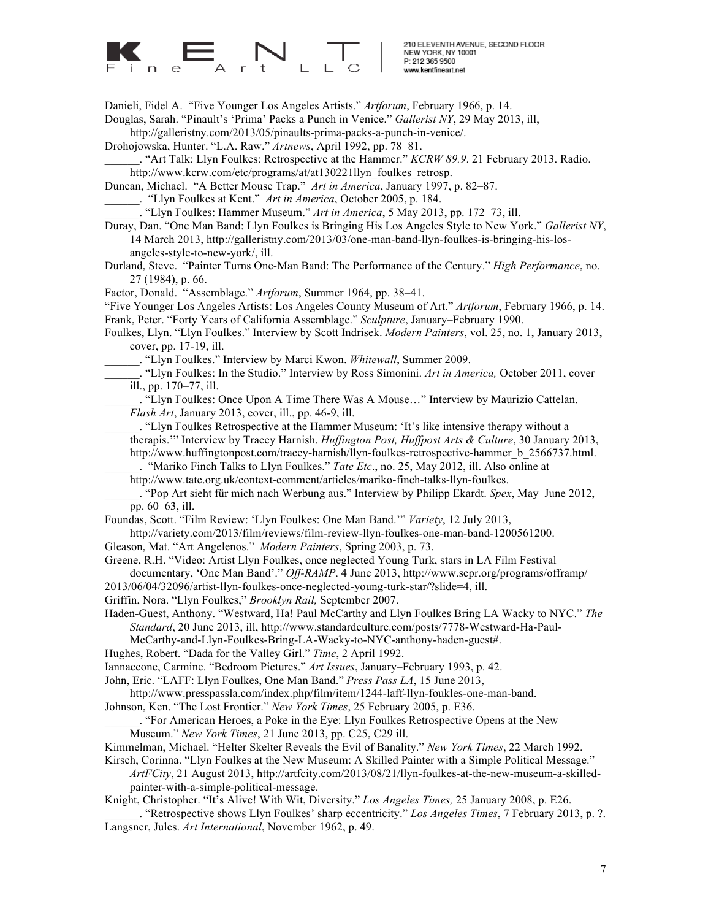Danieli, Fidel A. "Five Younger Los Angeles Artists." *Artforum*, February 1966, p. 14.

Douglas, Sarah. "Pinault's 'Prima' Packs a Punch in Venice." *Gallerist NY*, 29 May 2013, ill, http://galleristny.com/2013/05/pinaults-prima-packs-a-punch-in-venice/.

Drohojowska, Hunter. "L.A. Raw." *Artnews*, April 1992, pp. 78–81.

______. "Art Talk: Llyn Foulkes: Retrospective at the Hammer." *KCRW 89.9*. 21 February 2013. Radio. http://www.kcrw.com/etc/programs/at/at130221llyn_foulkes_retrosp.

Duncan, Michael. "A Better Mouse Trap." *Art in America*, January 1997, p. 82–87.

______. "Llyn Foulkes at Kent." *Art in America*, October 2005, p. 184.

______. "Llyn Foulkes: Hammer Museum." *Art in America*, 5 May 2013, pp. 172–73, ill.

Duray, Dan. "One Man Band: Llyn Foulkes is Bringing His Los Angeles Style to New York." *Gallerist NY*, 14 March 2013, http://galleristny.com/2013/03/one-man-band-llyn-foulkes-is-bringing-his-los-angeles-style-to-new-york/, ill.

Durland, Steve. "Painter Turns One-Man Band: The Performance of the Century." *High Performance*, no. 27 (1984), p. 66.

Factor, Donald. "Assemblage." *Artforum*, Summer 1964, pp. 38–41.

"Five Younger Los Angeles Artists: Los Angeles County Museum of Art." *Artforum*, February 1966, p. 14.

Frank, Peter. "Forty Years of California Assemblage." *Sculpture*, January–February 1990.

Foulkes, Llyn. "Llyn Foulkes." Interview by Scott Indrisek. *Modern Painters*, vol. 25, no. 1, January 2013, cover, pp. 17-19, ill.

______. "Llyn Foulkes." Interview by Marci Kwon. *Whitewall*, Summer 2009.

______. "Llyn Foulkes: In the Studio." Interview by Ross Simonini. *Art in America,* October 2011, cover ill., pp. 170–77, ill.

______. "Llyn Foulkes: Once Upon A Time There Was A Mouse…" Interview by Maurizio Cattelan. *Flash Art*, January 2013, cover, ill., pp. 46-9, ill.

______. "Llyn Foulkes Retrospective at the Hammer Museum: 'It's like intensive therapy without a therapis.'" Interview by Tracey Harnish. *Huffington Post, Huffpost Arts & Culture*, 30 January 2013, http://www.huffingtonpost.com/tracey-harnish/llyn-foulkes-retrospective-hammer_b_2566737.html.

______. "Mariko Finch Talks to Llyn Foulkes." *Tate Etc*., no. 25, May 2012, ill. Also online at http://www.tate.org.uk/context-comment/articles/mariko-finch-talks-llyn-foulkes.

______. "Pop Art sieht für mich nach Werbung aus." Interview by Philipp Ekardt. *Spex*, May–June 2012, pp. 60–63, ill.

Foundas, Scott. "Film Review: 'Llyn Foulkes: One Man Band.'" *Variety*, 12 July 2013, http://variety.com/2013/film/reviews/film-review-llyn-foulkes-one-man-band-1200561200.

Gleason, Mat. "Art Angelenos." *Modern Painters*, Spring 2003, p. 73.

Greene, R.H. "Video: Artist Llyn Foulkes, once neglected Young Turk, stars in LA Film Festival documentary, 'One Man Band'." *Off-RAMP*. 4 June 2013, http://www.scpr.org/programs/offramp/2013/06/04/32096/artist-llyn-foulkes-once-neglected-young-turk-star/?slide=4, ill.

Griffin, Nora. "Llyn Foulkes," *Brooklyn Rail,* September 2007.

Haden-Guest, Anthony. "Westward, Ha! Paul McCarthy and Llyn Foulkes Bring LA Wacky to NYC." *The Standard*, 20 June 2013, ill, http://www.standardculture.com/posts/7778-Westward-Ha-Paul-McCarthy-and-Llyn-Foulkes-Bring-LA-Wacky-to-NYC-anthony-haden-guest#.

Hughes, Robert. "Dada for the Valley Girl." *Time*, 2 April 1992.

Iannaccone, Carmine. "Bedroom Pictures." *Art Issues*, January–February 1993, p. 42.

John, Eric. "LAFF: Llyn Foulkes, One Man Band." *Press Pass LA*, 15 June 2013, http://www.presspassla.com/index.php/film/item/1244-laff-llyn-foukles-one-man-band.

Johnson, Ken. "The Lost Frontier." *New York Times*, 25 February 2005, p. E36.

______. "For American Heroes, a Poke in the Eye: Llyn Foulkes Retrospective Opens at the New Museum." *New York Times*, 21 June 2013, pp. C25, C29 ill.

Kimmelman, Michael. "Helter Skelter Reveals the Evil of Banality." *New York Times*, 22 March 1992.

Kirsch, Corinna. "Llyn Foulkes at the New Museum: A Skilled Painter with a Simple Political Message." *ArtFCity*, 21 August 2013, http://artfcity.com/2013/08/21/llyn-foulkes-at-the-new-museum-a-skilled-painter-with-a-simple-political-message.

Knight, Christopher. "It's Alive! With Wit, Diversity." *Los Angeles Times,* 25 January 2008, p. E26.

______. "Retrospective shows Llyn Foulkes' sharp eccentricity." *Los Angeles Times*, 7 February 2013, p. ?.

Langsner, Jules. *Art International*, November 1962, p. 49.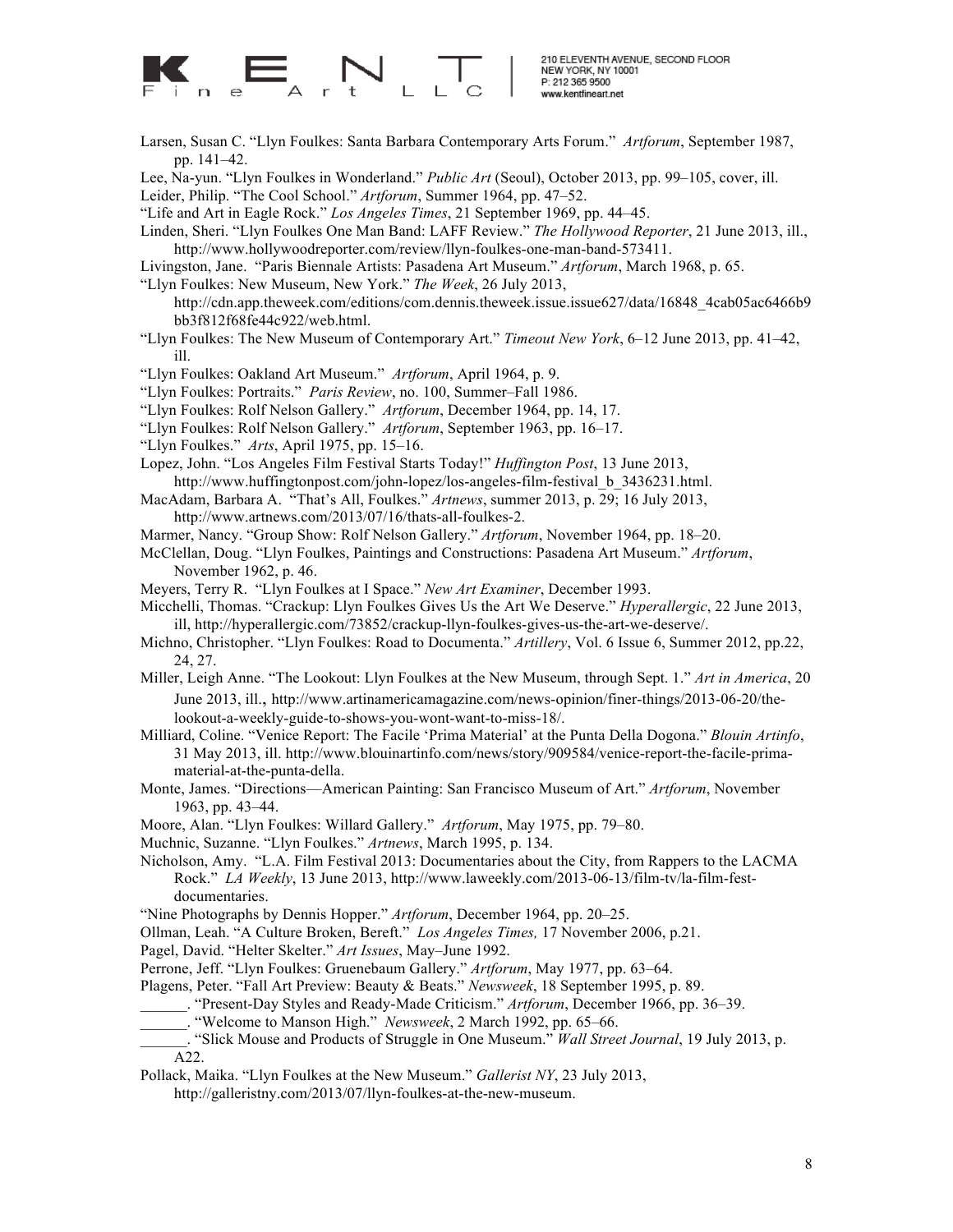Larsen, Susan C. "Llyn Foulkes: Santa Barbara Contemporary Arts Forum." *Artforum*, September 1987, pp. 141–42.

Lee, Na-yun. "Llyn Foulkes in Wonderland." *Public Art* (Seoul), October 2013, pp. 99–105, cover, ill.

Leider, Philip. "The Cool School." *Artforum*, Summer 1964, pp. 47–52.

"Life and Art in Eagle Rock." *Los Angeles Times*, 21 September 1969, pp. 44–45.

Linden, Sheri. "Llyn Foulkes One Man Band: LAFF Review." *The Hollywood Reporter*, 21 June 2013, ill., http://www.hollywoodreporter.com/review/llyn-foulkes-one-man-band-573411.

Livingston, Jane. "Paris Biennale Artists: Pasadena Art Museum." *Artforum*, March 1968, p. 65.

"Llyn Foulkes: New Museum, New York." *The Week*, 26 July 2013, http://cdn.app.theweek.com/editions/com.dennis.theweek.issue.issue627/data/16848_4cab05ac6466b9bb3f812f68fe44c922/web.html.

"Llyn Foulkes: The New Museum of Contemporary Art." *Timeout New York*, 6–12 June 2013, pp. 41–42, ill.

"Llyn Foulkes: Oakland Art Museum." *Artforum*, April 1964, p. 9.

"Llyn Foulkes: Portraits." *Paris Review*, no. 100, Summer–Fall 1986.

"Llyn Foulkes: Rolf Nelson Gallery." *Artforum*, December 1964, pp. 14, 17.

"Llyn Foulkes: Rolf Nelson Gallery." *Artforum*, September 1963, pp. 16–17.

"Llyn Foulkes." *Arts*, April 1975, pp. 15–16.

Lopez, John. "Los Angeles Film Festival Starts Today!" *Huffington Post*, 13 June 2013, http://www.huffingtonpost.com/john-lopez/los-angeles-film-festival_b_3436231.html.

MacAdam, Barbara A. "That's All, Foulkes." *Artnews*, summer 2013, p. 29; 16 July 2013, http://www.artnews.com/2013/07/16/thats-all-foulkes-2.

Marmer, Nancy. "Group Show: Rolf Nelson Gallery." *Artforum*, November 1964, pp. 18–20.

McClellan, Doug. "Llyn Foulkes, Paintings and Constructions: Pasadena Art Museum." *Artforum*, November 1962, p. 46.

Meyers, Terry R. "Llyn Foulkes at I Space." *New Art Examiner*, December 1993.

Micchelli, Thomas. "Crackup: Llyn Foulkes Gives Us the Art We Deserve." *Hyperallergic*, 22 June 2013, ill, http://hyperallergic.com/73852/crackup-llyn-foulkes-gives-us-the-art-we-deserve/.

Michno, Christopher. "Llyn Foulkes: Road to Documenta." *Artillery*, Vol. 6 Issue 6, Summer 2012, pp.22, 24, 27.

Miller, Leigh Anne. "The Lookout: Llyn Foulkes at the New Museum, through Sept. 1." *Art in America*, 20 June 2013, ill., http://www.artinamericamagazine.com/news-opinion/finer-things/2013-06-20/the-lookout-a-weekly-guide-to-shows-you-wont-want-to-miss-18/.

Milliard, Coline. "Venice Report: The Facile 'Prima Material' at the Punta Della Dogona." *Blouin Artinfo*, 31 May 2013, ill. http://www.blouinartinfo.com/news/story/909584/venice-report-the-facile-prima-material-at-the-punta-della.

Monte, James. "Directions—American Painting: San Francisco Museum of Art." *Artforum*, November 1963, pp. 43–44.

Moore, Alan. "Llyn Foulkes: Willard Gallery." *Artforum*, May 1975, pp. 79–80.

Muchnic, Suzanne. "Llyn Foulkes." *Artnews*, March 1995, p. 134.

Nicholson, Amy. "L.A. Film Festival 2013: Documentaries about the City, from Rappers to the LACMA Rock." *LA Weekly*, 13 June 2013, http://www.laweekly.com/2013-06-13/film-tv/la-film-fest-documentaries.

"Nine Photographs by Dennis Hopper." *Artforum*, December 1964, pp. 20–25.

Ollman, Leah. "A Culture Broken, Bereft." *Los Angeles Times,* 17 November 2006, p.21.

Pagel, David. "Helter Skelter." *Art Issues*, May–June 1992.

Perrone, Jeff. "Llyn Foulkes: Gruenebaum Gallery." *Artforum*, May 1977, pp. 63–64.

Plagens, Peter. "Fall Art Preview: Beauty & Beats." *Newsweek*, 18 September 1995, p. 89.

______. "Present-Day Styles and Ready-Made Criticism." *Artforum*, December 1966, pp. 36–39.

______. "Welcome to Manson High." *Newsweek*, 2 March 1992, pp. 65–66.

______. "Slick Mouse and Products of Struggle in One Museum." *Wall Street Journal*, 19 July 2013, p. A22.

Pollack, Maika. "Llyn Foulkes at the New Museum." *Gallerist NY*, 23 July 2013, http://galleristny.com/2013/07/llyn-foulkes-at-the-new-museum.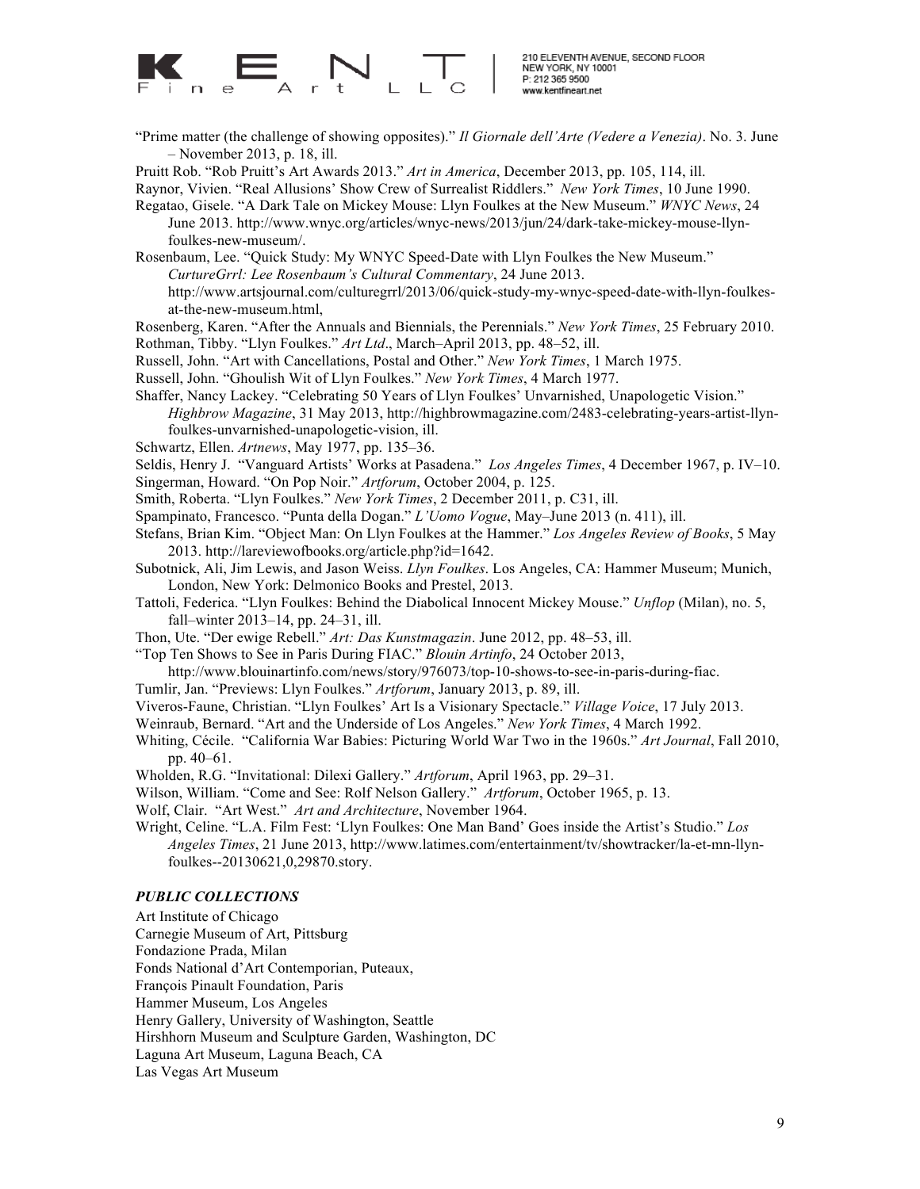"Prime matter (the challenge of showing opposites)." *Il Giornale dell'Arte (Vedere a Venezia)*. No. 3. June – November 2013, p. 18, ill.

Pruitt Rob. "Rob Pruitt's Art Awards 2013." *Art in America*, December 2013, pp. 105, 114, ill.

Raynor, Vivien. "Real Allusions' Show Crew of Surrealist Riddlers." *New York Times*, 10 June 1990.

Regatao, Gisele. "A Dark Tale on Mickey Mouse: Llyn Foulkes at the New Museum." *WNYC News*, 24 June 2013. http://www.wnyc.org/articles/wnyc-news/2013/jun/24/dark-take-mickey-mouse-llyn-foulkes-new-museum/.

Rosenbaum, Lee. "Quick Study: My WNYC Speed-Date with Llyn Foulkes the New Museum." *CurtureGrrl: Lee Rosenbaum's Cultural Commentary*, 24 June 2013. http://www.artsjournal.com/culturegrrl/2013/06/quick-study-my-wnyc-speed-date-with-llyn-foulkes-at-the-new-museum.html,

Rosenberg, Karen. "After the Annuals and Biennials, the Perennials." *New York Times*, 25 February 2010.

Rothman, Tibby. "Llyn Foulkes." *Art Ltd*., March–April 2013, pp. 48–52, ill.

Russell, John. "Art with Cancellations, Postal and Other." *New York Times*, 1 March 1975.

Russell, John. "Ghoulish Wit of Llyn Foulkes." *New York Times*, 4 March 1977.

Shaffer, Nancy Lackey. "Celebrating 50 Years of Llyn Foulkes' Unvarnished, Unapologetic Vision." *Highbrow Magazine*, 31 May 2013, http://highbrowmagazine.com/2483-celebrating-years-artist-llyn-foulkes-unvarnished-unapologetic-vision, ill.

Schwartz, Ellen. *Artnews*, May 1977, pp. 135–36.

Seldis, Henry J. "Vanguard Artists' Works at Pasadena." *Los Angeles Times*, 4 December 1967, p. IV–10.

Singerman, Howard. "On Pop Noir." *Artforum*, October 2004, p. 125.

Smith, Roberta. "Llyn Foulkes." *New York Times*, 2 December 2011, p. C31, ill.

Spampinato, Francesco. "Punta della Dogan." *L'Uomo Vogue*, May–June 2013 (n. 411), ill.

Stefans, Brian Kim. "Object Man: On Llyn Foulkes at the Hammer." *Los Angeles Review of Books*, 5 May 2013. http://lareviewofbooks.org/article.php?id=1642.

Subotnick, Ali, Jim Lewis, and Jason Weiss. *Llyn Foulkes*. Los Angeles, CA: Hammer Museum; Munich, London, New York: Delmonico Books and Prestel, 2013.

Tattoli, Federica. "Llyn Foulkes: Behind the Diabolical Innocent Mickey Mouse." *Unflop* (Milan), no. 5, fall–winter 2013–14, pp. 24–31, ill.

Thon, Ute. "Der ewige Rebell." *Art: Das Kunstmagazin*. June 2012, pp. 48–53, ill.

"Top Ten Shows to See in Paris During FIAC." *Blouin Artinfo*, 24 October 2013, http://www.blouinartinfo.com/news/story/976073/top-10-shows-to-see-in-paris-during-fiac.

Tumlir, Jan. "Previews: Llyn Foulkes." *Artforum*, January 2013, p. 89, ill.

Viveros-Faune, Christian. "Llyn Foulkes' Art Is a Visionary Spectacle." *Village Voice*, 17 July 2013.

Weinraub, Bernard. "Art and the Underside of Los Angeles." *New York Times*, 4 March 1992.

Whiting, Cécile. "California War Babies: Picturing World War Two in the 1960s." *Art Journal*, Fall 2010, pp. 40–61.

Wholden, R.G. "Invitational: Dilexi Gallery." *Artforum*, April 1963, pp. 29–31.

Wilson, William. "Come and See: Rolf Nelson Gallery." *Artforum*, October 1965, p. 13.

Wolf, Clair. "Art West." *Art and Architecture*, November 1964.

Wright, Celine. "L.A. Film Fest: 'Llyn Foulkes: One Man Band' Goes inside the Artist's Studio." *Los Angeles Times*, 21 June 2013, http://www.latimes.com/entertainment/tv/showtracker/la-et-mn-llyn-foulkes--20130621,0,29870.story.

***PUBLIC COLLECTIONS***

Art Institute of Chicago
Carnegie Museum of Art, Pittsburg
Fondazione Prada, Milan
Fonds National d'Art Contemporian, Puteaux,
François Pinault Foundation, Paris
Hammer Museum, Los Angeles
Henry Gallery, University of Washington, Seattle
Hirshhorn Museum and Sculpture Garden, Washington, DC
Laguna Art Museum, Laguna Beach, CA
Las Vegas Art Museum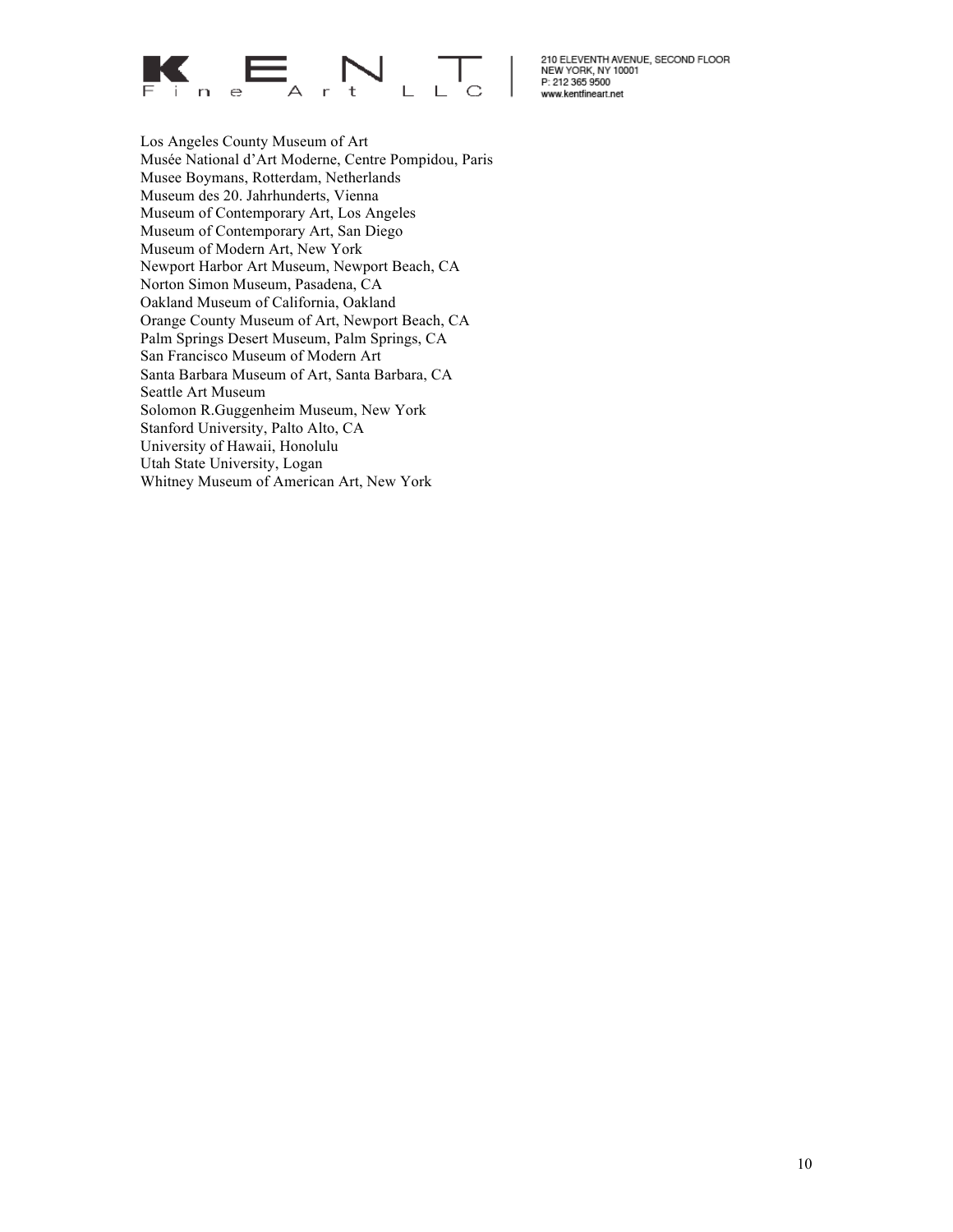Los Angeles County Museum of Art
Musée National d'Art Moderne, Centre Pompidou, Paris
Musee Boymans, Rotterdam, Netherlands
Museum des 20. Jahrhunderts, Vienna
Museum of Contemporary Art, Los Angeles
Museum of Contemporary Art, San Diego
Museum of Modern Art, New York
Newport Harbor Art Museum, Newport Beach, CA
Norton Simon Museum, Pasadena, CA
Oakland Museum of California, Oakland
Orange County Museum of Art, Newport Beach, CA
Palm Springs Desert Museum, Palm Springs, CA
San Francisco Museum of Modern Art
Santa Barbara Museum of Art, Santa Barbara, CA
Seattle Art Museum
Solomon R.Guggenheim Museum, New York
Stanford University, Palto Alto, CA
University of Hawaii, Honolulu
Utah State University, Logan
Whitney Museum of American Art, New York